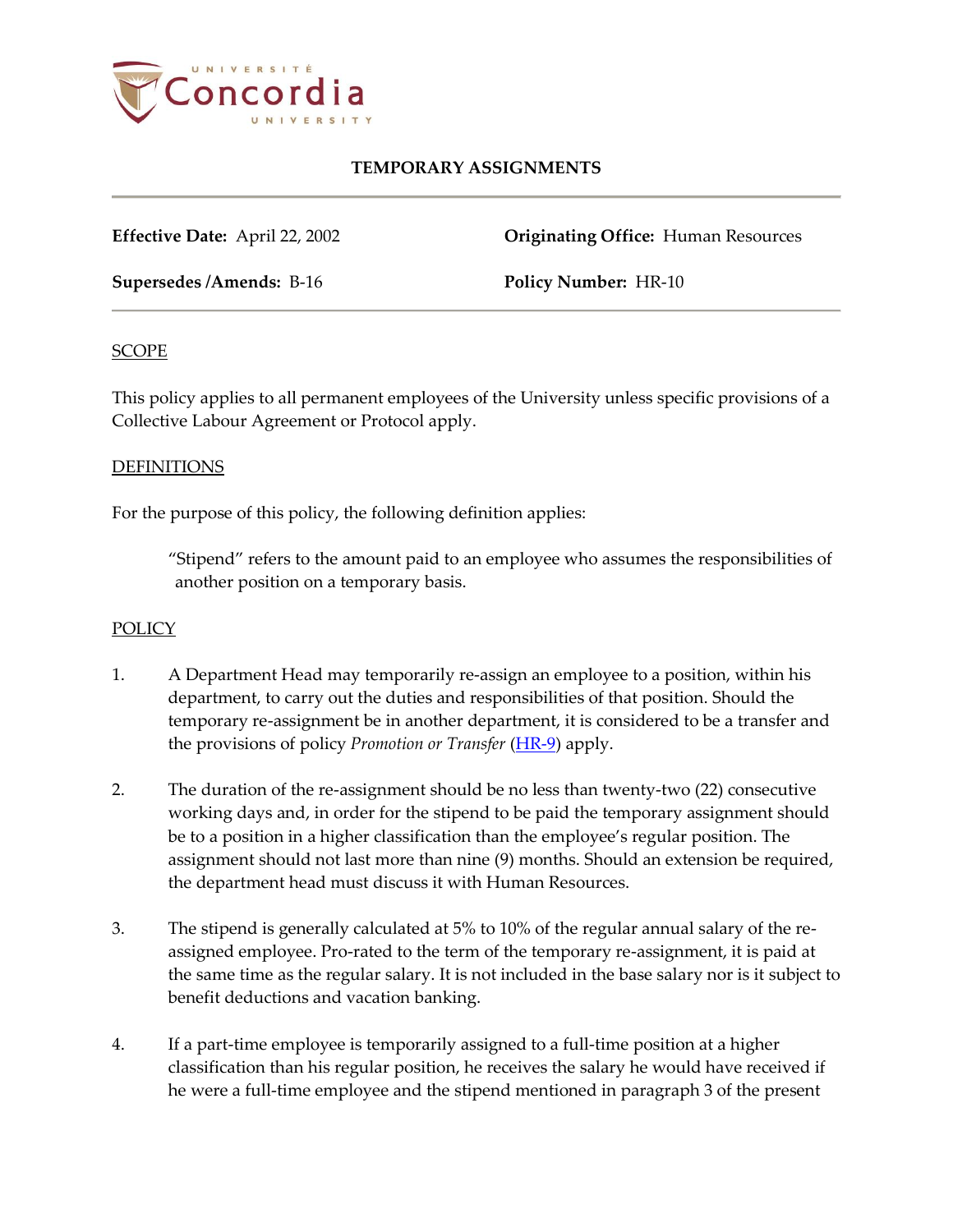# TEMPORARY ASSIGNMENTS

**Effective Date:** April 22, 2002

**Originating Office:** Human Resources

**Supersedes /Amends:** B-16

**Policy Number:** HR-10

## SCOPE

This policy applies to all permanent employees of the University unless specific provisions of a Collective Labour Agreement or Protocol apply.

## DEFINITIONS

For the purpose of this policy, the following definition applies:

> "Stipend" refers to the amount paid to an employee who assumes the responsibilities of another position on a temporary basis.

## POLICY

1. A Department Head may temporarily re-assign an employee to a position, within his department, to carry out the duties and responsibilities of that position. Should the temporary re-assignment be in another department, it is considered to be a transfer and the provisions of policy *Promotion or Transfer* (HR-9) apply.

2. The duration of the re-assignment should be no less than twenty-two (22) consecutive working days and, in order for the stipend to be paid the temporary assignment should be to a position in a higher classification than the employee's regular position. The assignment should not last more than nine (9) months. Should an extension be required, the department head must discuss it with Human Resources.

3. The stipend is generally calculated at 5% to 10% of the regular annual salary of the re-assigned employee. Pro-rated to the term of the temporary re-assignment, it is paid at the same time as the regular salary. It is not included in the base salary nor is it subject to benefit deductions and vacation banking.

4. If a part-time employee is temporarily assigned to a full-time position at a higher classification than his regular position, he receives the salary he would have received if he were a full-time employee and the stipend mentioned in paragraph 3 of the present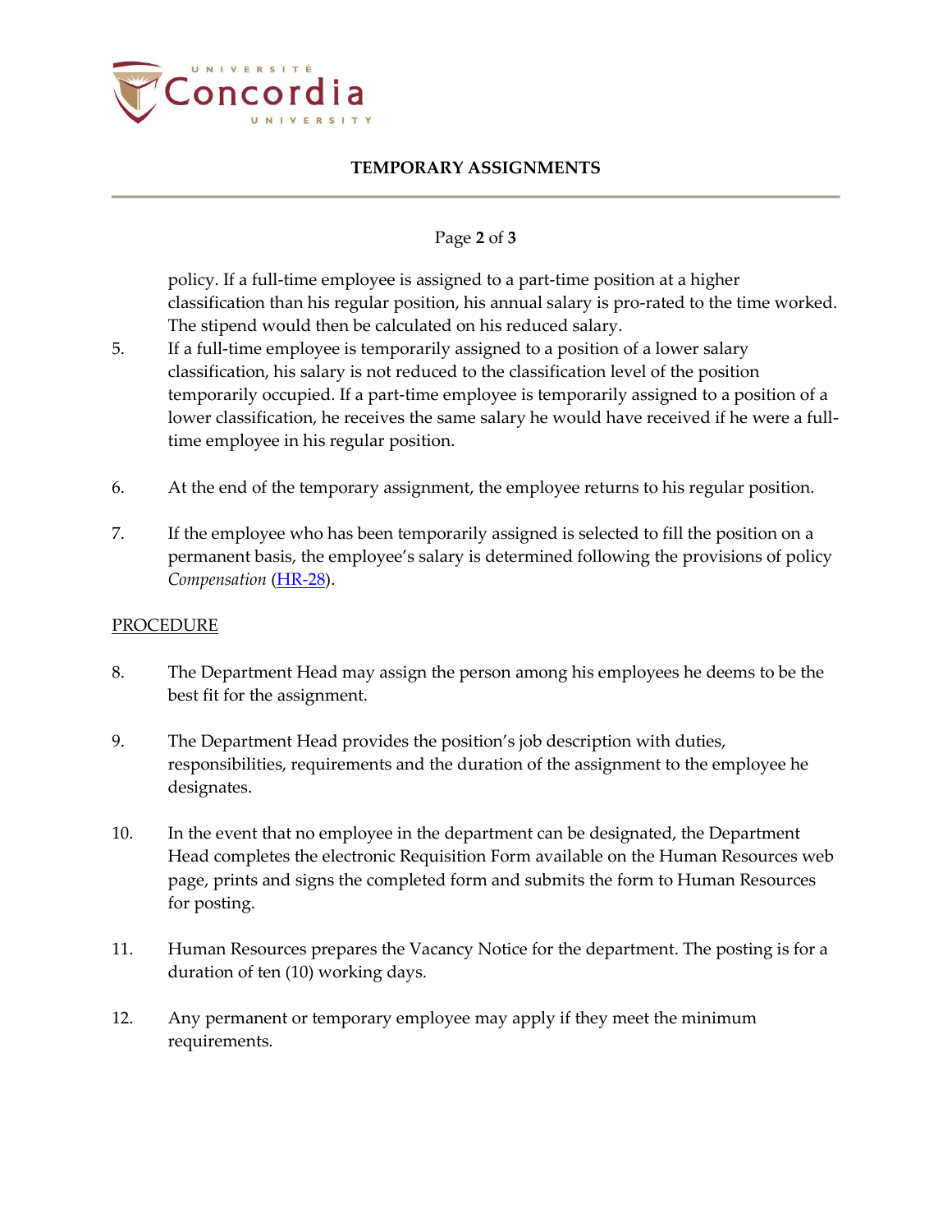policy. If a full-time employee is assigned to a part-time position at a higher classification than his regular position, his annual salary is pro-rated to the time worked. The stipend would then be calculated on his reduced salary.

5. If a full-time employee is temporarily assigned to a position of a lower salary classification, his salary is not reduced to the classification level of the position temporarily occupied. If a part-time employee is temporarily assigned to a position of a lower classification, he receives the same salary he would have received if he were a full-time employee in his regular position.

6. At the end of the temporary assignment, the employee returns to his regular position.

7. If the employee who has been temporarily assigned is selected to fill the position on a permanent basis, the employee's salary is determined following the provisions of policy *Compensation* (HR-28).

PROCEDURE

8. The Department Head may assign the person among his employees he deems to be the best fit for the assignment.

9. The Department Head provides the position's job description with duties, responsibilities, requirements and the duration of the assignment to the employee he designates.

10. In the event that no employee in the department can be designated, the Department Head completes the electronic Requisition Form available on the Human Resources web page, prints and signs the completed form and submits the form to Human Resources for posting.

11. Human Resources prepares the Vacancy Notice for the department. The posting is for a duration of ten (10) working days.

12. Any permanent or temporary employee may apply if they meet the minimum requirements.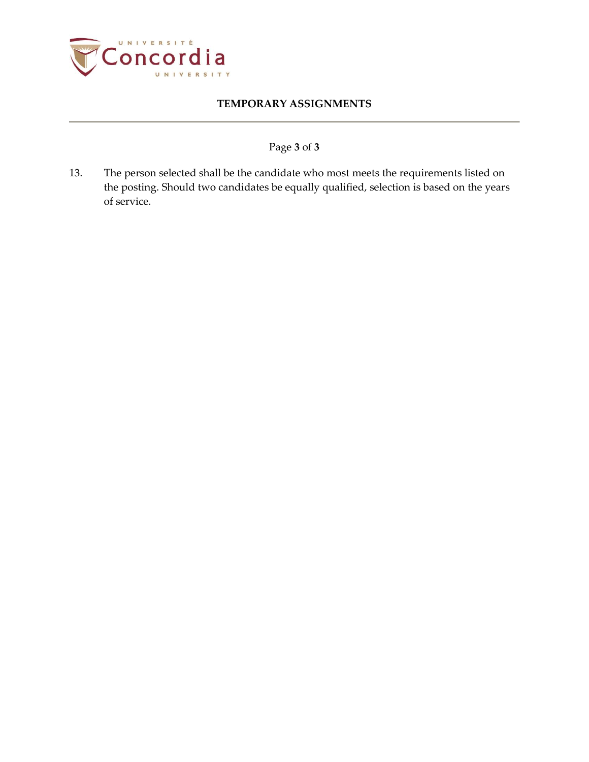13. The person selected shall be the candidate who most meets the requirements listed on the posting. Should two candidates be equally qualified, selection is based on the years of service.